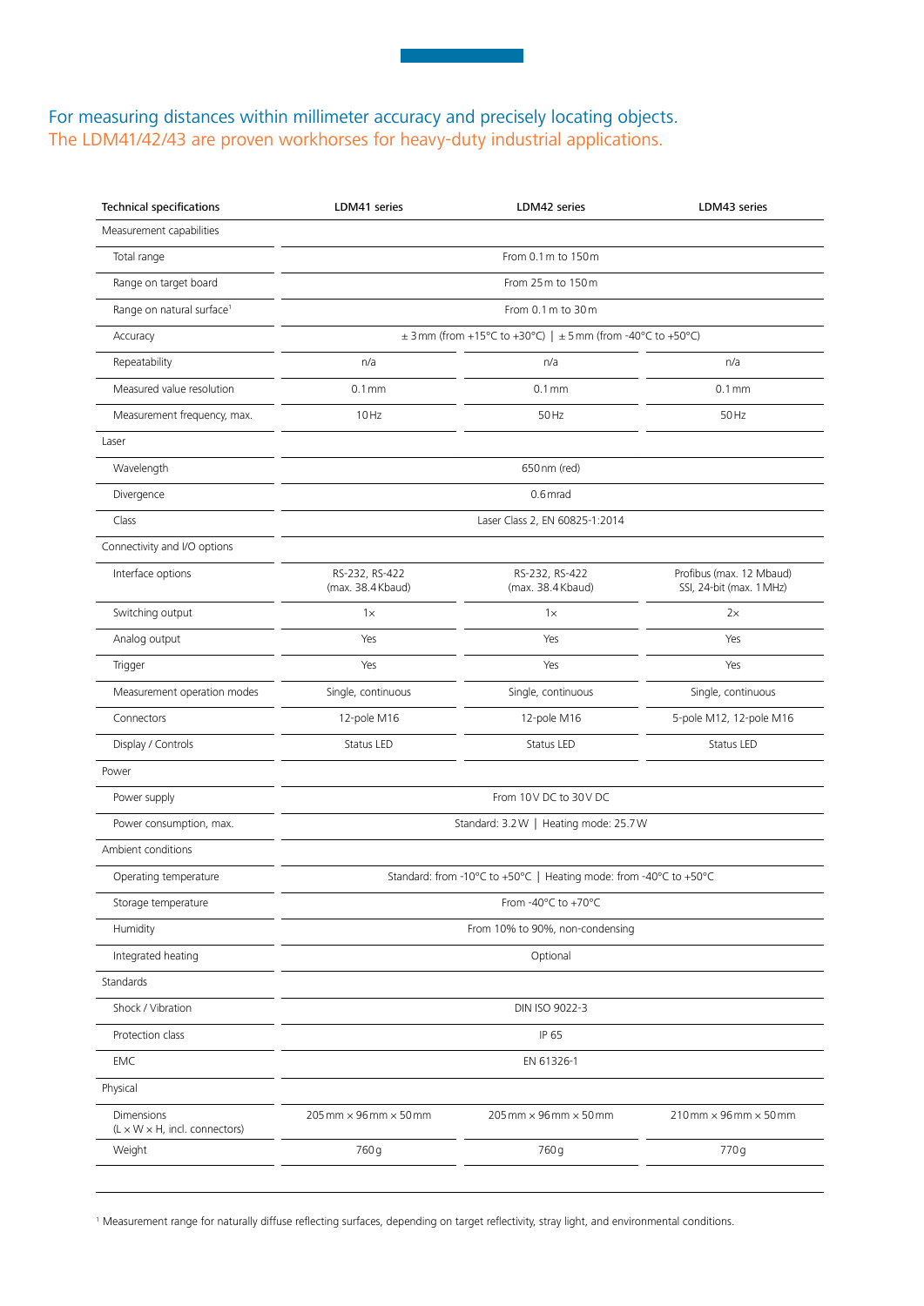For measuring distances within millimeter accuracy and precisely locating objects.
The LDM41/42/43 are proven workhorses for heavy-duty industrial applications.

| Technical specifications | LDM41 series | LDM42 series | LDM43 series |
|---|---|---|---|
| Measurement capabilities | | | |
| Total range | From 0.1 m to 150 m | | |
| Range on target board | From 25 m to 150 m | | |
| Range on natural surface[1] | From 0.1 m to 30 m | | |
| Accuracy | ± 3 mm (from +15°C to +30°C) \| ± 5 mm (from -40°C to +50°C) | | |
| Repeatability | n/a | n/a | n/a |
| Measured value resolution | 0.1 mm | 0.1 mm | 0.1 mm |
| Measurement frequency, max. | 10 Hz | 50 Hz | 50 Hz |
| Laser | | | |
| Wavelength | 650 nm (red) | | |
| Divergence | 0.6 mrad | | |
| Class | Laser Class 2, EN 60825-1:2014 | | |
| Connectivity and I/O options | | | |
| Interface options | RS-232, RS-422 (max. 38.4 Kbaud) | RS-232, RS-422 (max. 38.4 Kbaud) | Profibus (max. 12 Mbaud) SSI, 24-bit (max. 1 MHz) |
| Switching output | 1× | 1× | 2× |
| Analog output | Yes | Yes | Yes |
| Trigger | Yes | Yes | Yes |
| Measurement operation modes | Single, continuous | Single, continuous | Single, continuous |
| Connectors | 12-pole M16 | 12-pole M16 | 5-pole M12, 12-pole M16 |
| Display / Controls | Status LED | Status LED | Status LED |
| Power | | | |
| Power supply | From 10 V DC to 30 V DC | | |
| Power consumption, max. | Standard: 3.2 W \| Heating mode: 25.7 W | | |
| Ambient conditions | | | |
| Operating temperature | Standard: from -10°C to +50°C \| Heating mode: from -40°C to +50°C | | |
| Storage temperature | From -40°C to +70°C | | |
| Humidity | From 10% to 90%, non-condensing | | |
| Integrated heating | Optional | | |
| Standards | | | |
| Shock / Vibration | DIN ISO 9022-3 | | |
| Protection class | IP 65 | | |
| EMC | EN 61326-1 | | |
| Physical | | | |
| Dimensions (L × W × H, incl. connectors) | 205 mm × 96 mm × 50 mm | 205 mm × 96 mm × 50 mm | 210 mm × 96 mm × 50 mm |
| Weight | 760 g | 760 g | 770 g |

[1] Measurement range for naturally diffuse reflecting surfaces, depending on target reflectivity, stray light, and environmental conditions.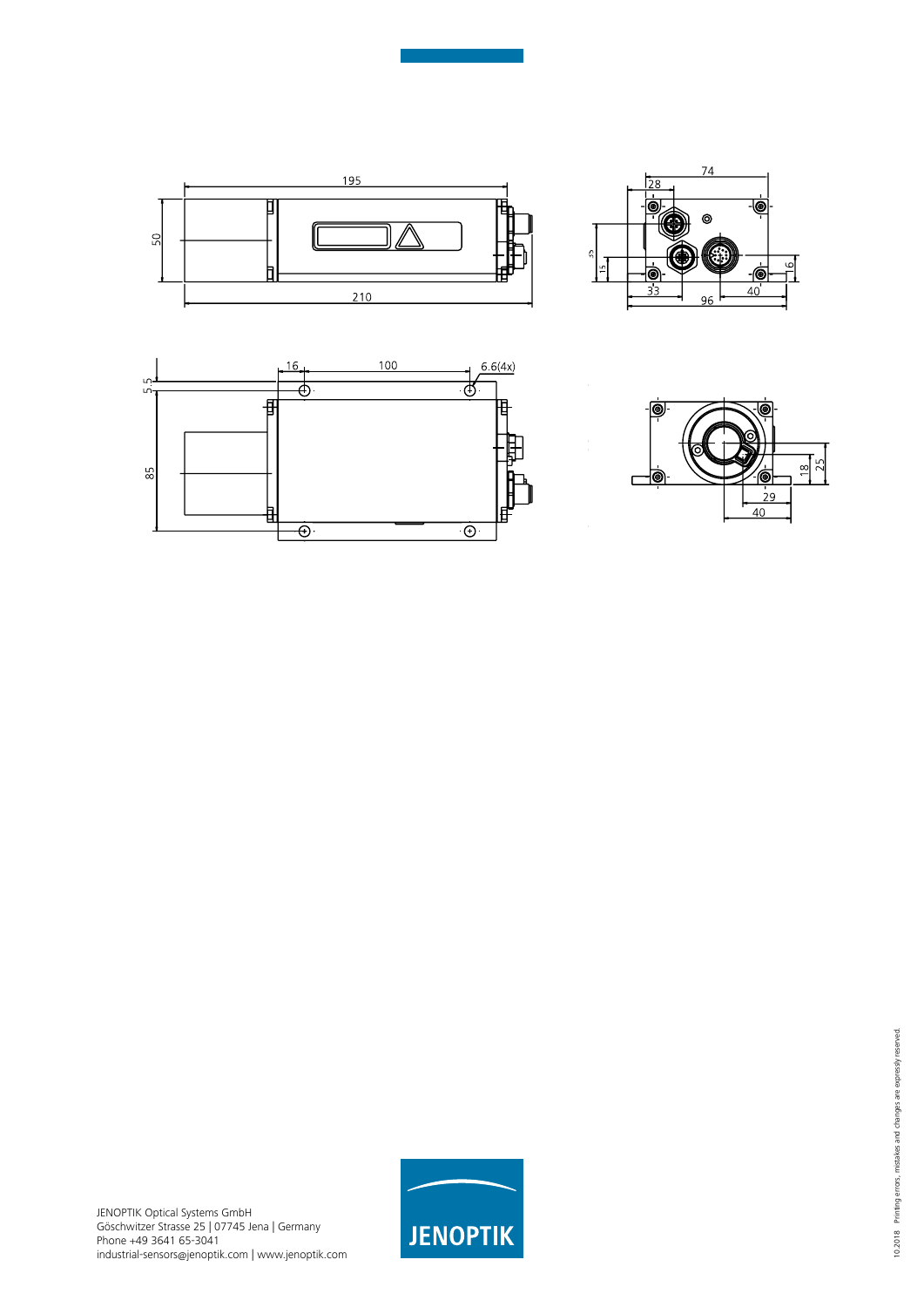195

50

210

74

28

15

33

96

40

16

16

100

6.6(4x)

5.5

85

18

25

29

40

JENOPTIK Optical Systems GmbH
Göschwitzer Strasse 25 | 07745 Jena | Germany
Phone +49 3641 65-3041
industrial-sensors@jenoptik.com | www.jenoptik.com

JENOPTIK

10.2018 Printing errors, mistakes and changes are expressly reserved.